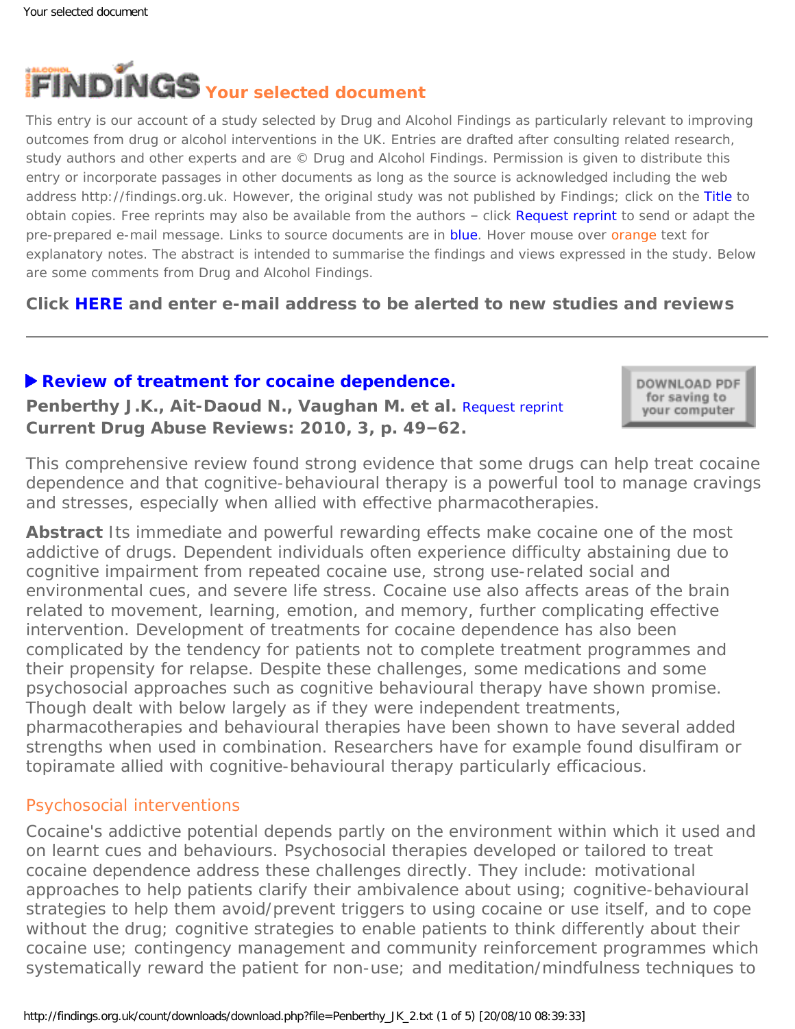# Your selected document

This entry is our account of a study selected by Drug and Alcohol Findings as particularly relevant to improving outcomes from drug or alcohol interventions in the UK. Entries are drafted after consulting related research, study authors and other experts and are © Drug and Alcohol Findings. Permission is given to distribute this entry or incorporate passages in other documents as long as the source is acknowledged including the web address http://findings.org.uk. However, the original study was not published by Findings; click on the Title to obtain copies. Free reprints may also be available from the authors – click Request reprint to send or adapt the pre-prepared e-mail message. Links to source documents are in blue. Hover mouse over orange text for explanatory notes. The abstract is intended to summarise the findings and views expressed in the study. Below are some comments from Drug and Alcohol Findings.

**Click HERE and enter e-mail address to be alerted to new studies and reviews**

---

## ▶ Review of treatment for cocaine dependence.

**Penberthy J.K., Ait-Daoud N., Vaughan M. et al.** Request reprint
**Current Drug Abuse Reviews: 2010, 3, p. 49–62.**

DOWNLOAD PDF for saving to your computer

This comprehensive review found strong evidence that some drugs can help treat cocaine dependence and that cognitive-behavioural therapy is a powerful tool to manage cravings and stresses, especially when allied with effective pharmacotherapies.

**Abstract** Its immediate and powerful rewarding effects make cocaine one of the most addictive of drugs. Dependent individuals often experience difficulty abstaining due to cognitive impairment from repeated cocaine use, strong use-related social and environmental cues, and severe life stress. Cocaine use also affects areas of the brain related to movement, learning, emotion, and memory, further complicating effective intervention. Development of treatments for cocaine dependence has also been complicated by the tendency for patients not to complete treatment programmes and their propensity for relapse. Despite these challenges, some medications and some psychosocial approaches such as cognitive behavioural therapy have shown promise. Though dealt with below largely as if they were independent treatments, pharmacotherapies and behavioural therapies have been shown to have several added strengths when used in combination. Researchers have for example found disulfiram or topiramate allied with cognitive-behavioural therapy particularly efficacious.

### Psychosocial interventions

Cocaine's addictive potential depends partly on the environment within which it used and on learnt cues and behaviours. Psychosocial therapies developed or tailored to treat cocaine dependence address these challenges directly. They include: motivational approaches to help patients clarify their ambivalence about using; cognitive-behavioural strategies to help them avoid/prevent triggers to using cocaine or use itself, and to cope without the drug; cognitive strategies to enable patients to think differently about their cocaine use; contingency management and community reinforcement programmes which systematically reward the patient for non-use; and meditation/mindfulness techniques to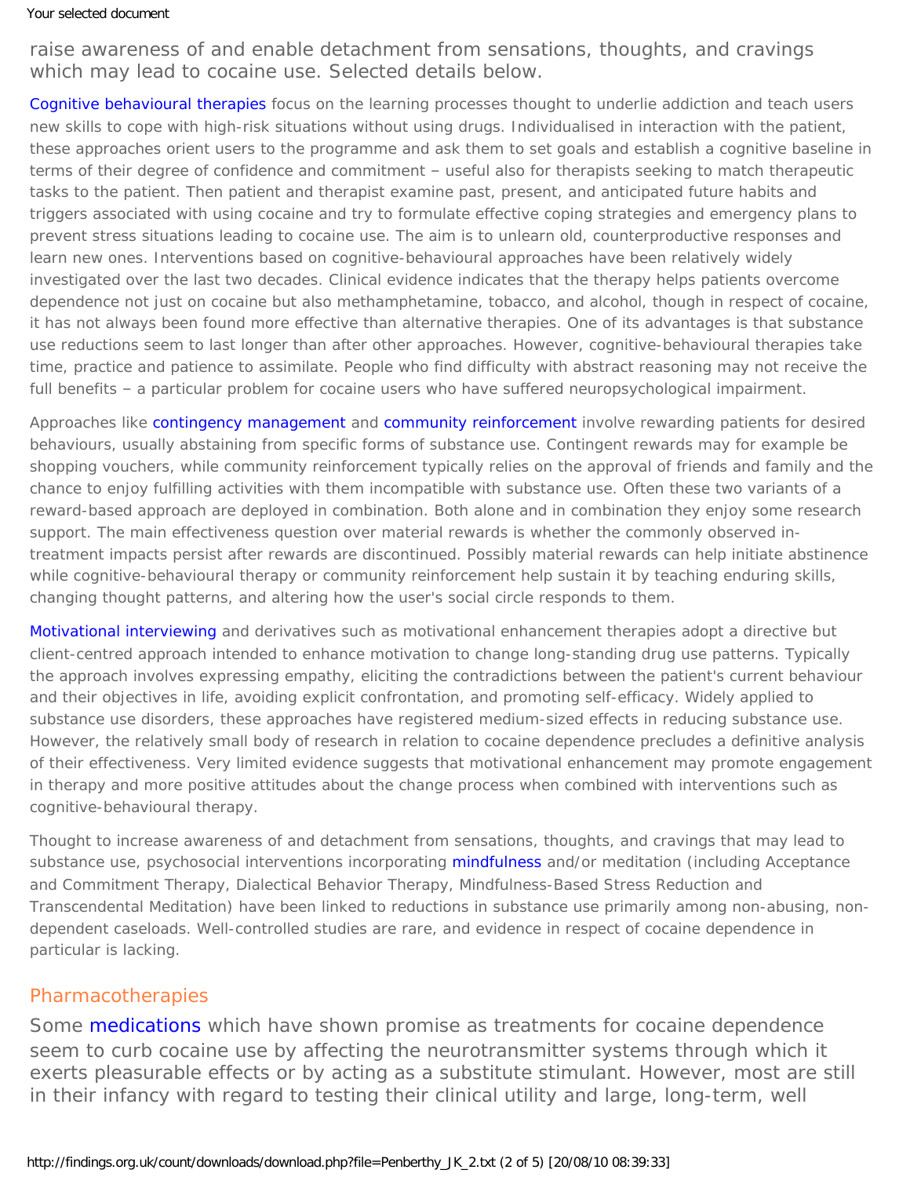raise awareness of and enable detachment from sensations, thoughts, and cravings which may lead to cocaine use. Selected details below.

Cognitive behavioural therapies focus on the learning processes thought to underlie addiction and teach users new skills to cope with high-risk situations without using drugs. Individualised in interaction with the patient, these approaches orient users to the programme and ask them to set goals and establish a cognitive baseline in terms of their degree of confidence and commitment – useful also for therapists seeking to match therapeutic tasks to the patient. Then patient and therapist examine past, present, and anticipated future habits and triggers associated with using cocaine and try to formulate effective coping strategies and emergency plans to prevent stress situations leading to cocaine use. The aim is to unlearn old, counterproductive responses and learn new ones. Interventions based on cognitive-behavioural approaches have been relatively widely investigated over the last two decades. Clinical evidence indicates that the therapy helps patients overcome dependence not just on cocaine but also methamphetamine, tobacco, and alcohol, though in respect of cocaine, it has not always been found more effective than alternative therapies. One of its advantages is that substance use reductions seem to last longer than after other approaches. However, cognitive-behavioural therapies take time, practice and patience to assimilate. People who find difficulty with abstract reasoning may not receive the full benefits – a particular problem for cocaine users who have suffered neuropsychological impairment.

Approaches like contingency management and community reinforcement involve rewarding patients for desired behaviours, usually abstaining from specific forms of substance use. Contingent rewards may for example be shopping vouchers, while community reinforcement typically relies on the approval of friends and family and the chance to enjoy fulfilling activities with them incompatible with substance use. Often these two variants of a reward-based approach are deployed in combination. Both alone and in combination they enjoy some research support. The main effectiveness question over material rewards is whether the commonly observed in-treatment impacts persist after rewards are discontinued. Possibly material rewards can help initiate abstinence while cognitive-behavioural therapy or community reinforcement help sustain it by teaching enduring skills, changing thought patterns, and altering how the user's social circle responds to them.

Motivational interviewing and derivatives such as motivational enhancement therapies adopt a directive but client-centred approach intended to enhance motivation to change long-standing drug use patterns. Typically the approach involves expressing empathy, eliciting the contradictions between the patient's current behaviour and their objectives in life, avoiding explicit confrontation, and promoting self-efficacy. Widely applied to substance use disorders, these approaches have registered medium-sized effects in reducing substance use. However, the relatively small body of research in relation to cocaine dependence precludes a definitive analysis of their effectiveness. Very limited evidence suggests that motivational enhancement may promote engagement in therapy and more positive attitudes about the change process when combined with interventions such as cognitive-behavioural therapy.

Thought to increase awareness of and detachment from sensations, thoughts, and cravings that may lead to substance use, psychosocial interventions incorporating mindfulness and/or meditation (including Acceptance and Commitment Therapy, Dialectical Behavior Therapy, Mindfulness-Based Stress Reduction and Transcendental Meditation) have been linked to reductions in substance use primarily among non-abusing, non-dependent caseloads. Well-controlled studies are rare, and evidence in respect of cocaine dependence in particular is lacking.

## Pharmacotherapies

Some medications which have shown promise as treatments for cocaine dependence seem to curb cocaine use by affecting the neurotransmitter systems through which it exerts pleasurable effects or by acting as a substitute stimulant. However, most are still in their infancy with regard to testing their clinical utility and large, long-term, well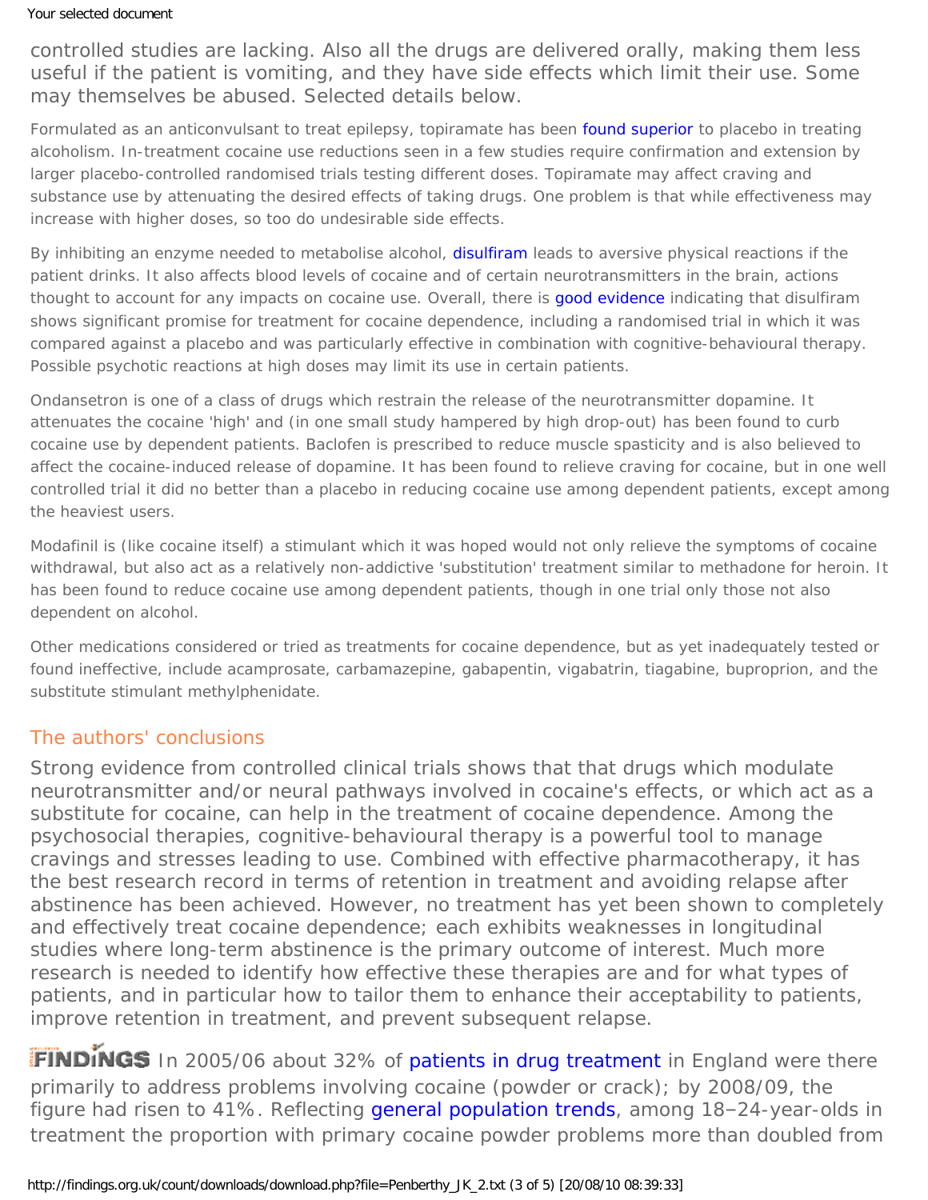controlled studies are lacking. Also all the drugs are delivered orally, making them less useful if the patient is vomiting, and they have side effects which limit their use. Some may themselves be abused. Selected details below.

Formulated as an anticonvulsant to treat epilepsy, topiramate has been found superior to placebo in treating alcoholism. In-treatment cocaine use reductions seen in a few studies require confirmation and extension by larger placebo-controlled randomised trials testing different doses. Topiramate may affect craving and substance use by attenuating the desired effects of taking drugs. One problem is that while effectiveness may increase with higher doses, so too do undesirable side effects.

By inhibiting an enzyme needed to metabolise alcohol, disulfiram leads to aversive physical reactions if the patient drinks. It also affects blood levels of cocaine and of certain neurotransmitters in the brain, actions thought to account for any impacts on cocaine use. Overall, there is good evidence indicating that disulfiram shows significant promise for treatment for cocaine dependence, including a randomised trial in which it was compared against a placebo and was particularly effective in combination with cognitive-behavioural therapy. Possible psychotic reactions at high doses may limit its use in certain patients.

Ondansetron is one of a class of drugs which restrain the release of the neurotransmitter dopamine. It attenuates the cocaine 'high' and (in one small study hampered by high drop-out) has been found to curb cocaine use by dependent patients. Baclofen is prescribed to reduce muscle spasticity and is also believed to affect the cocaine-induced release of dopamine. It has been found to relieve craving for cocaine, but in one well controlled trial it did no better than a placebo in reducing cocaine use among dependent patients, except among the heaviest users.

Modafinil is (like cocaine itself) a stimulant which it was hoped would not only relieve the symptoms of cocaine withdrawal, but also act as a relatively non-addictive 'substitution' treatment similar to methadone for heroin. It has been found to reduce cocaine use among dependent patients, though in one trial only those not also dependent on alcohol.

Other medications considered or tried as treatments for cocaine dependence, but as yet inadequately tested or found ineffective, include acamprosate, carbamazepine, gabapentin, vigabatrin, tiagabine, buproprion, and the substitute stimulant methylphenidate.

## The authors' conclusions

Strong evidence from controlled clinical trials shows that that drugs which modulate neurotransmitter and/or neural pathways involved in cocaine's effects, or which act as a substitute for cocaine, can help in the treatment of cocaine dependence. Among the psychosocial therapies, cognitive-behavioural therapy is a powerful tool to manage cravings and stresses leading to use. Combined with effective pharmacotherapy, it has the best research record in terms of retention in treatment and avoiding relapse after abstinence has been achieved. However, no treatment has yet been shown to completely and effectively treat cocaine dependence; each exhibits weaknesses in longitudinal studies where long-term abstinence is the primary outcome of interest. Much more research is needed to identify how effective these therapies are and for what types of patients, and in particular how to tailor them to enhance their acceptability to patients, improve retention in treatment, and prevent subsequent relapse.

**FINDINGS** In 2005/06 about 32% of patients in drug treatment in England were there primarily to address problems involving cocaine (powder or crack); by 2008/09, the figure had risen to 41%. Reflecting general population trends, among 18–24-year-olds in treatment the proportion with primary cocaine powder problems more than doubled from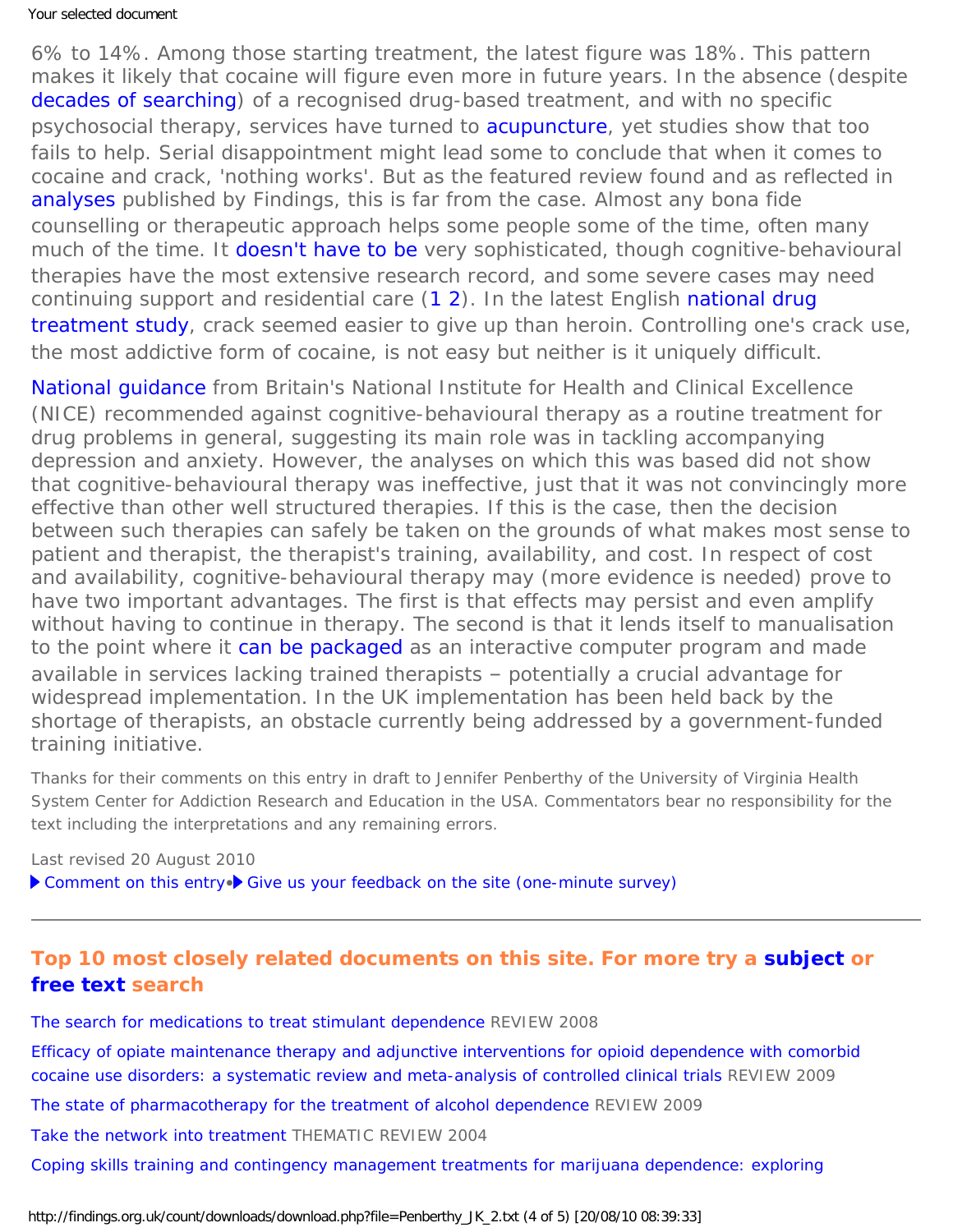6% to 14%. Among those starting treatment, the latest figure was 18%. This pattern makes it likely that cocaine will figure even more in future years. In the absence (despite decades of searching) of a recognised drug-based treatment, and with no specific psychosocial therapy, services have turned to acupuncture, yet studies show that too fails to help. Serial disappointment might lead some to conclude that when it comes to cocaine and crack, 'nothing works'. But as the featured review found and as reflected in analyses published by Findings, this is far from the case. Almost any bona fide counselling or therapeutic approach helps some people some of the time, often many much of the time. It doesn't have to be very sophisticated, though cognitive-behavioural therapies have the most extensive research record, and some severe cases may need continuing support and residential care (1 2). In the latest English national drug treatment study, crack seemed easier to give up than heroin. Controlling one's crack use, the most addictive form of cocaine, is not easy but neither is it uniquely difficult.

National guidance from Britain's National Institute for Health and Clinical Excellence (NICE) recommended against cognitive-behavioural therapy as a routine treatment for drug problems in general, suggesting its main role was in tackling accompanying depression and anxiety. However, the analyses on which this was based did not show that cognitive-behavioural therapy was ineffective, just that it was not convincingly more effective than other well structured therapies. If this is the case, then the decision between such therapies can safely be taken on the grounds of what makes most sense to patient and therapist, the therapist's training, availability, and cost. In respect of cost and availability, cognitive-behavioural therapy may (more evidence is needed) prove to have two important advantages. The first is that effects may persist and even amplify without having to continue in therapy. The second is that it lends itself to manualisation to the point where it can be packaged as an interactive computer program and made available in services lacking trained therapists – potentially a crucial advantage for widespread implementation. In the UK implementation has been held back by the shortage of therapists, an obstacle currently being addressed by a government-funded training initiative.

Thanks for their comments on this entry in draft to Jennifer Penberthy of the University of Virginia Health System Center for Addiction Research and Education in the USA. Commentators bear no responsibility for the text including the interpretations and any remaining errors.

Last revised 20 August 2010

▶ Comment on this entry • ▶ Give us your feedback on the site (one-minute survey)

---

## Top 10 most closely related documents on this site. For more try a subject or free text search

The search for medications to treat stimulant dependence REVIEW 2008

Efficacy of opiate maintenance therapy and adjunctive interventions for opioid dependence with comorbid cocaine use disorders: a systematic review and meta-analysis of controlled clinical trials REVIEW 2009

The state of pharmacotherapy for the treatment of alcohol dependence REVIEW 2009

Take the network into treatment THEMATIC REVIEW 2004

Coping skills training and contingency management treatments for marijuana dependence: exploring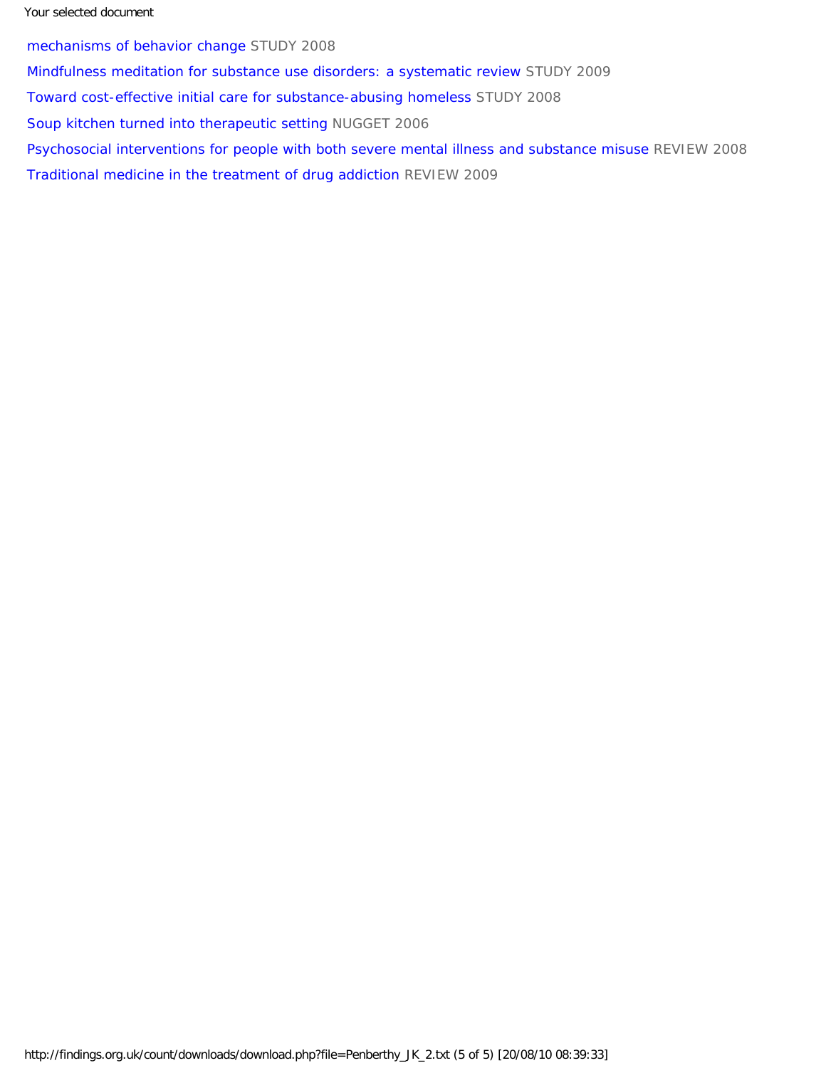mechanisms of behavior change STUDY 2008

Mindfulness meditation for substance use disorders: a systematic review STUDY 2009

Toward cost-effective initial care for substance-abusing homeless STUDY 2008

Soup kitchen turned into therapeutic setting NUGGET 2006

Psychosocial interventions for people with both severe mental illness and substance misuse REVIEW 2008

Traditional medicine in the treatment of drug addiction REVIEW 2009